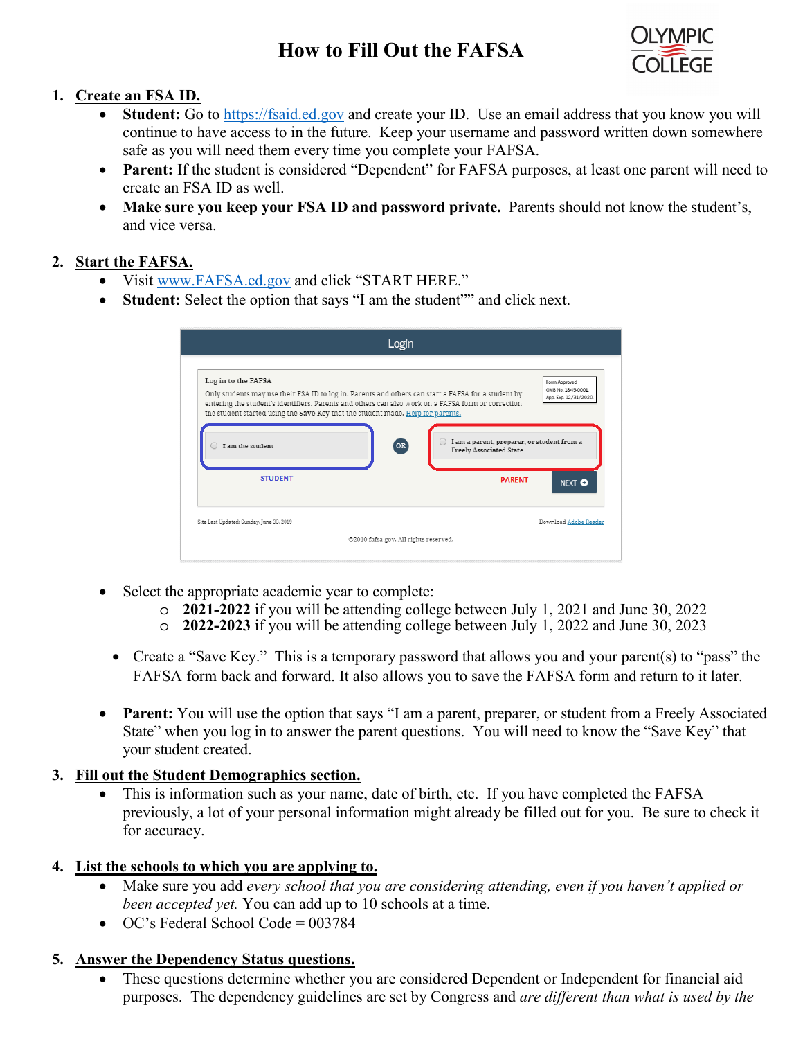# How to Fill Out the FAFSA

1. **Create an FSA ID.**
   - **Student:** Go to https://fsaid.ed.gov and create your ID. Use an email address that you know you will continue to have access to in the future. Keep your username and password written down somewhere safe as you will need them every time you complete your FAFSA.
   - **Parent:** If the student is considered "Dependent" for FAFSA purposes, at least one parent will need to create an FSA ID as well.
   - **Make sure you keep your FSA ID and password private.** Parents should not know the student's, and vice versa.

2. **Start the FAFSA.**
   - Visit www.FAFSA.ed.gov and click "START HERE."
   - **Student:** Select the option that says "I am the student"" and click next.

   - Select the appropriate academic year to complete:
     - **2021-2022** if you will be attending college between July 1, 2021 and June 30, 2022
     - **2022-2023** if you will be attending college between July 1, 2022 and June 30, 2023
   - Create a "Save Key." This is a temporary password that allows you and your parent(s) to "pass" the FAFSA form back and forward. It also allows you to save the FAFSA form and return to it later.
   - **Parent:** You will use the option that says "I am a parent, preparer, or student from a Freely Associated State" when you log in to answer the parent questions. You will need to know the "Save Key" that your student created.

3. **Fill out the Student Demographics section.**
   - This is information such as your name, date of birth, etc. If you have completed the FAFSA previously, a lot of your personal information might already be filled out for you. Be sure to check it for accuracy.

4. **List the schools to which you are applying to.**
   - Make sure you add *every school that you are considering attending, even if you haven't applied or been accepted yet.* You can add up to 10 schools at a time.
   - OC's Federal School Code = 003784

5. **Answer the Dependency Status questions.**
   - These questions determine whether you are considered Dependent or Independent for financial aid purposes. The dependency guidelines are set by Congress and *are different than what is used by the*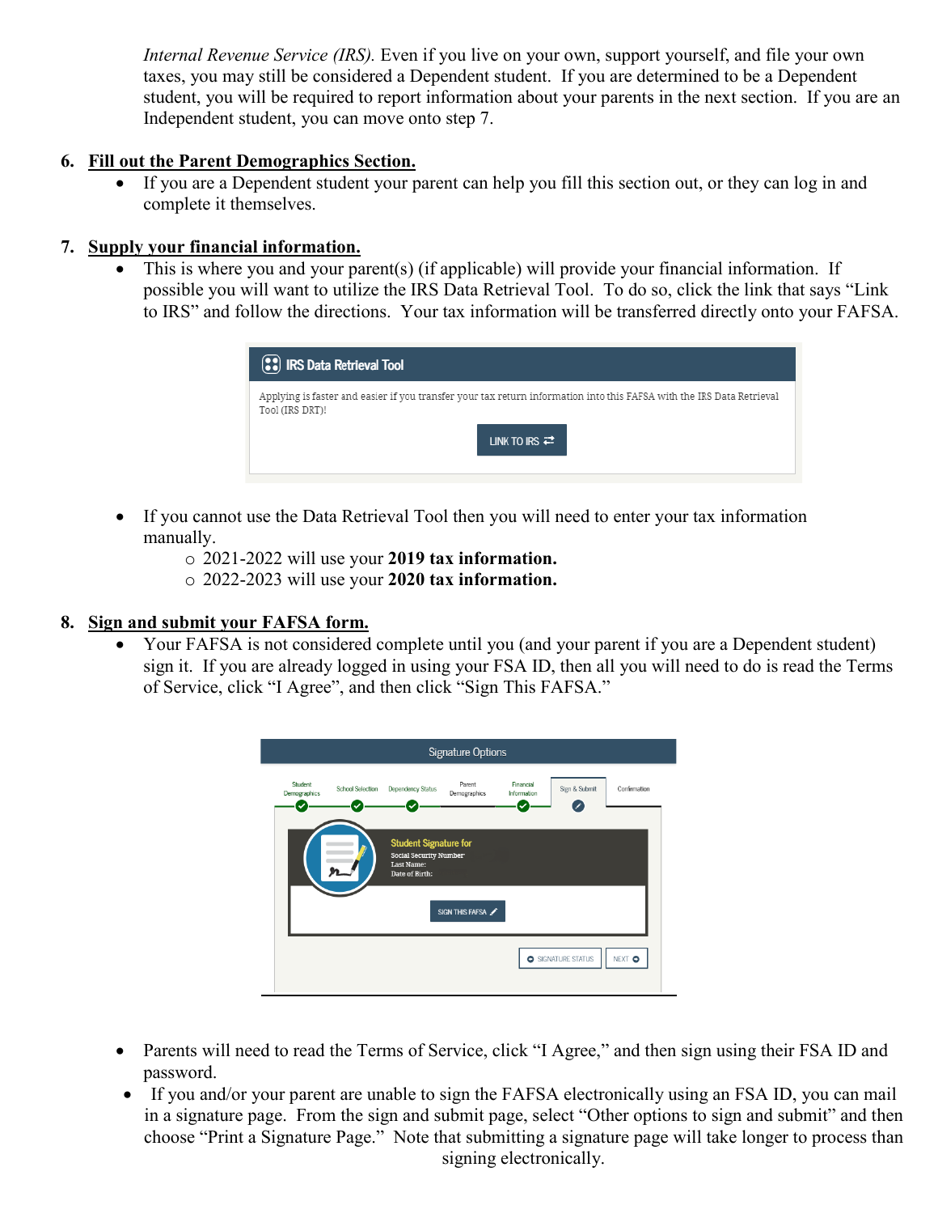*Internal Revenue Service (IRS).* Even if you live on your own, support yourself, and file your own taxes, you may still be considered a Dependent student. If you are determined to be a Dependent student, you will be required to report information about your parents in the next section. If you are an Independent student, you can move onto step 7.

6. **Fill out the Parent Demographics Section.**
   - If you are a Dependent student your parent can help you fill this section out, or they can log in and complete it themselves.

7. **Supply your financial information.**
   - This is where you and your parent(s) (if applicable) will provide your financial information. If possible you will want to utilize the IRS Data Retrieval Tool. To do so, click the link that says "Link to IRS" and follow the directions. Your tax information will be transferred directly onto your FAFSA.

IRS Data Retrieval Tool

Applying is faster and easier if you transfer your tax return information into this FAFSA with the IRS Data Retrieval Tool (IRS DRT)!

LINK TO IRS

   - If you cannot use the Data Retrieval Tool then you will need to enter your tax information manually.
     - 2021-2022 will use your **2019 tax information.**
     - 2022-2023 will use your **2020 tax information.**

8. **Sign and submit your FAFSA form.**
   - Your FAFSA is not considered complete until you (and your parent if you are a Dependent student) sign it. If you are already logged in using your FSA ID, then all you will need to do is read the Terms of Service, click "I Agree", and then click "Sign This FAFSA."

Signature Options

Student Demographics | School Selection | Dependency Status | Parent Demographics | Financial Information | Sign & Submit | Confirmation

Student Signature for
Social Security Number
Last Name:
Date of Birth:

SIGN THIS FAFSA

SIGNATURE STATUS | NEXT

   - Parents will need to read the Terms of Service, click "I Agree," and then sign using their FSA ID and password.
   - If you and/or your parent are unable to sign the FAFSA electronically using an FSA ID, you can mail in a signature page. From the sign and submit page, select "Other options to sign and submit" and then choose "Print a Signature Page." Note that submitting a signature page will take longer to process than signing electronically.